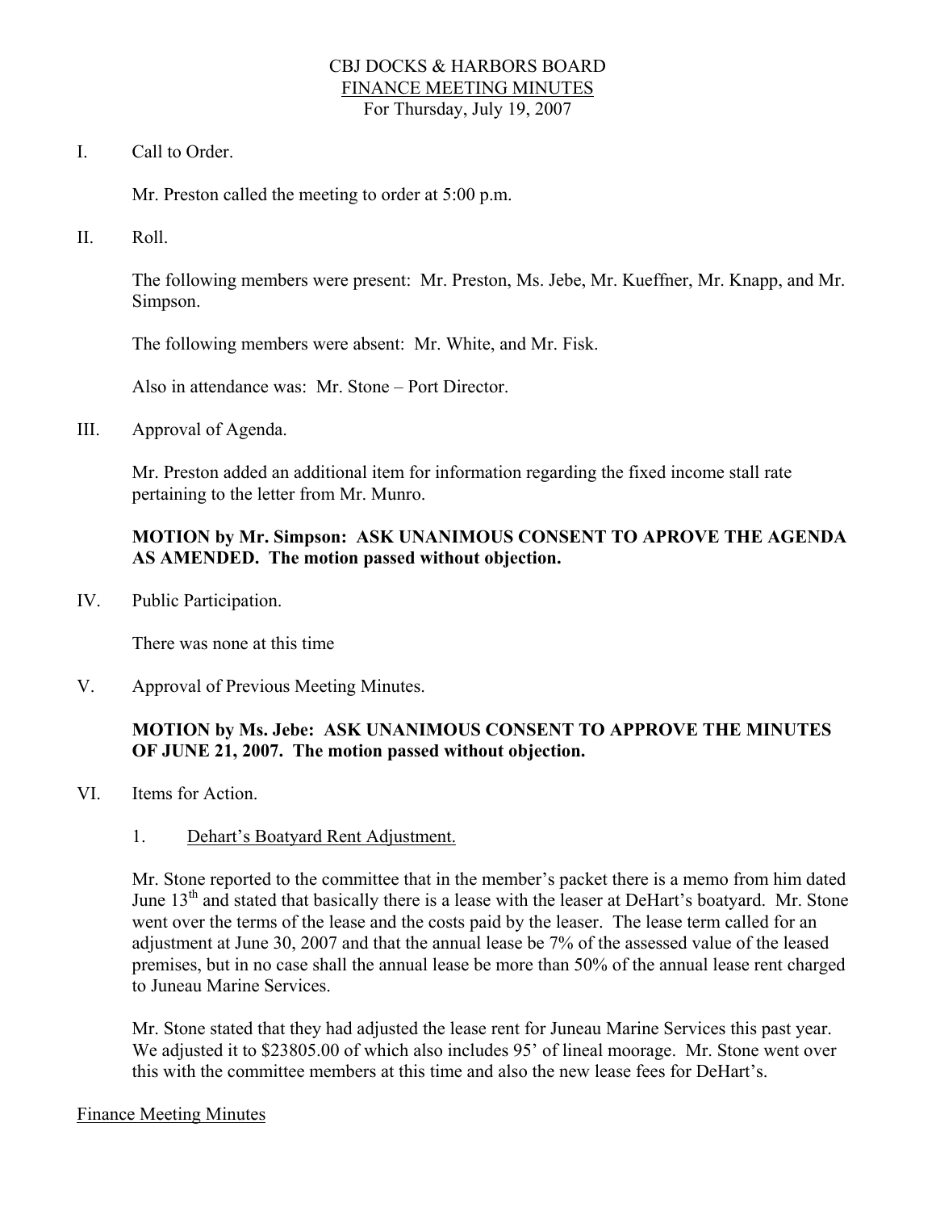# CBJ DOCKS & HARBORS BOARD
## FINANCE MEETING MINUTES
For Thursday, July 19, 2007

I. Call to Order.

Mr. Preston called the meeting to order at 5:00 p.m.

II. Roll.

The following members were present: Mr. Preston, Ms. Jebe, Mr. Kueffner, Mr. Knapp, and Mr. Simpson.

The following members were absent: Mr. White, and Mr. Fisk.

Also in attendance was: Mr. Stone – Port Director.

III. Approval of Agenda.

Mr. Preston added an additional item for information regarding the fixed income stall rate pertaining to the letter from Mr. Munro.

**MOTION by Mr. Simpson: ASK UNANIMOUS CONSENT TO APROVE THE AGENDA AS AMENDED. The motion passed without objection.**

IV. Public Participation.

There was none at this time

V. Approval of Previous Meeting Minutes.

**MOTION by Ms. Jebe: ASK UNANIMOUS CONSENT TO APPROVE THE MINUTES OF JUNE 21, 2007. The motion passed without objection.**

VI. Items for Action.

1. Dehart's Boatyard Rent Adjustment.

Mr. Stone reported to the committee that in the member's packet there is a memo from him dated June 13th and stated that basically there is a lease with the leaser at DeHart's boatyard. Mr. Stone went over the terms of the lease and the costs paid by the leaser. The lease term called for an adjustment at June 30, 2007 and that the annual lease be 7% of the assessed value of the leased premises, but in no case shall the annual lease be more than 50% of the annual lease rent charged to Juneau Marine Services.

Mr. Stone stated that they had adjusted the lease rent for Juneau Marine Services this past year. We adjusted it to $23805.00 of which also includes 95' of lineal moorage. Mr. Stone went over this with the committee members at this time and also the new lease fees for DeHart's.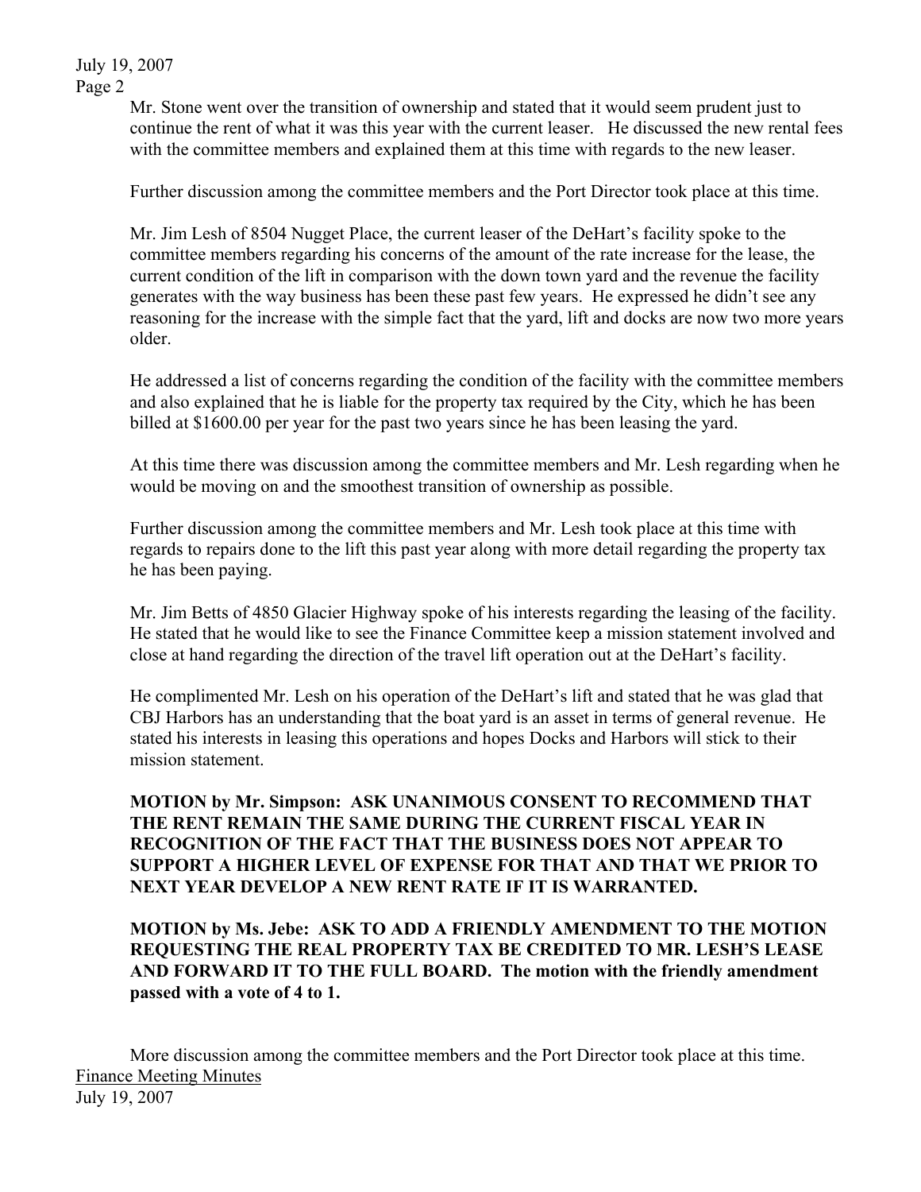Mr. Stone went over the transition of ownership and stated that it would seem prudent just to continue the rent of what it was this year with the current leaser. He discussed the new rental fees with the committee members and explained them at this time with regards to the new leaser.

Further discussion among the committee members and the Port Director took place at this time.

Mr. Jim Lesh of 8504 Nugget Place, the current leaser of the DeHart's facility spoke to the committee members regarding his concerns of the amount of the rate increase for the lease, the current condition of the lift in comparison with the down town yard and the revenue the facility generates with the way business has been these past few years. He expressed he didn't see any reasoning for the increase with the simple fact that the yard, lift and docks are now two more years older.

He addressed a list of concerns regarding the condition of the facility with the committee members and also explained that he is liable for the property tax required by the City, which he has been billed at $1600.00 per year for the past two years since he has been leasing the yard.

At this time there was discussion among the committee members and Mr. Lesh regarding when he would be moving on and the smoothest transition of ownership as possible.

Further discussion among the committee members and Mr. Lesh took place at this time with regards to repairs done to the lift this past year along with more detail regarding the property tax he has been paying.

Mr. Jim Betts of 4850 Glacier Highway spoke of his interests regarding the leasing of the facility. He stated that he would like to see the Finance Committee keep a mission statement involved and close at hand regarding the direction of the travel lift operation out at the DeHart's facility.

He complimented Mr. Lesh on his operation of the DeHart's lift and stated that he was glad that CBJ Harbors has an understanding that the boat yard is an asset in terms of general revenue. He stated his interests in leasing this operations and hopes Docks and Harbors will stick to their mission statement.

**MOTION by Mr. Simpson: ASK UNANIMOUS CONSENT TO RECOMMEND THAT THE RENT REMAIN THE SAME DURING THE CURRENT FISCAL YEAR IN RECOGNITION OF THE FACT THAT THE BUSINESS DOES NOT APPEAR TO SUPPORT A HIGHER LEVEL OF EXPENSE FOR THAT AND THAT WE PRIOR TO NEXT YEAR DEVELOP A NEW RENT RATE IF IT IS WARRANTED.**

**MOTION by Ms. Jebe: ASK TO ADD A FRIENDLY AMENDMENT TO THE MOTION REQUESTING THE REAL PROPERTY TAX BE CREDITED TO MR. LESH'S LEASE AND FORWARD IT TO THE FULL BOARD. The motion with the friendly amendment passed with a vote of 4 to 1.**

More discussion among the committee members and the Port Director took place at this time.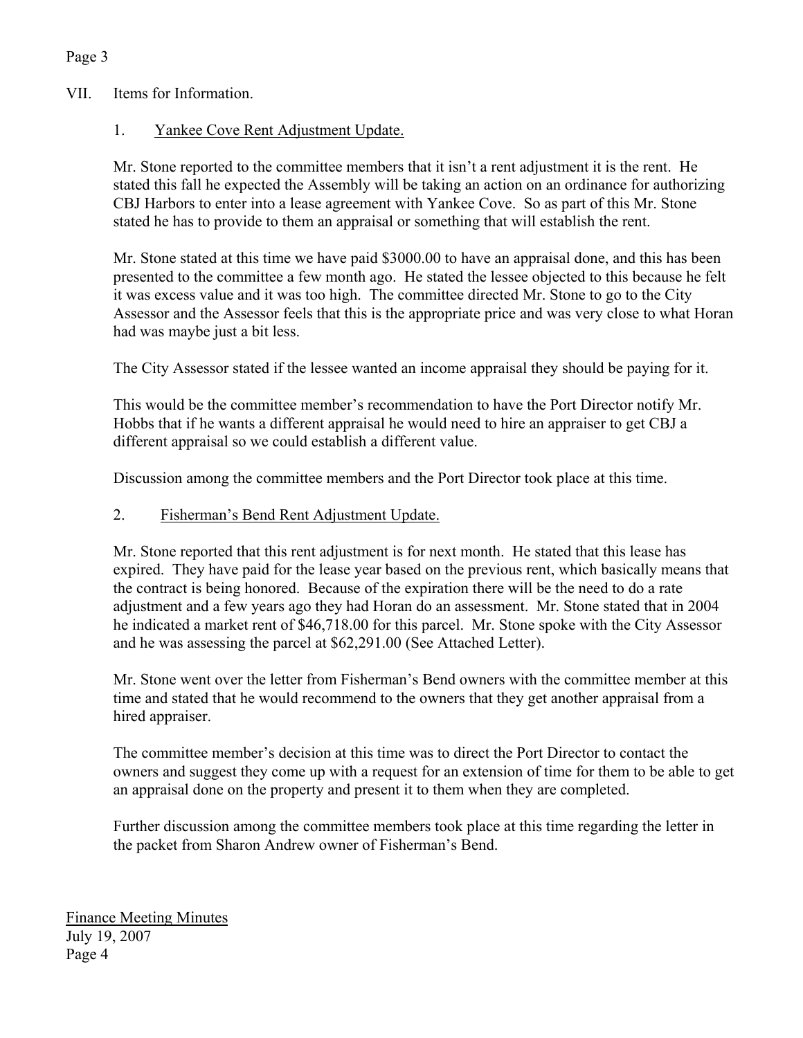## VII. Items for Information.

### 1. Yankee Cove Rent Adjustment Update.

Mr. Stone reported to the committee members that it isn't a rent adjustment it is the rent. He stated this fall he expected the Assembly will be taking an action on an ordinance for authorizing CBJ Harbors to enter into a lease agreement with Yankee Cove. So as part of this Mr. Stone stated he has to provide to them an appraisal or something that will establish the rent.

Mr. Stone stated at this time we have paid $3000.00 to have an appraisal done, and this has been presented to the committee a few month ago. He stated the lessee objected to this because he felt it was excess value and it was too high. The committee directed Mr. Stone to go to the City Assessor and the Assessor feels that this is the appropriate price and was very close to what Horan had was maybe just a bit less.

The City Assessor stated if the lessee wanted an income appraisal they should be paying for it.

This would be the committee member's recommendation to have the Port Director notify Mr. Hobbs that if he wants a different appraisal he would need to hire an appraiser to get CBJ a different appraisal so we could establish a different value.

Discussion among the committee members and the Port Director took place at this time.

### 2. Fisherman's Bend Rent Adjustment Update.

Mr. Stone reported that this rent adjustment is for next month. He stated that this lease has expired. They have paid for the lease year based on the previous rent, which basically means that the contract is being honored. Because of the expiration there will be the need to do a rate adjustment and a few years ago they had Horan do an assessment. Mr. Stone stated that in 2004 he indicated a market rent of $46,718.00 for this parcel. Mr. Stone spoke with the City Assessor and he was assessing the parcel at $62,291.00 (See Attached Letter).

Mr. Stone went over the letter from Fisherman's Bend owners with the committee member at this time and stated that he would recommend to the owners that they get another appraisal from a hired appraiser.

The committee member's decision at this time was to direct the Port Director to contact the owners and suggest they come up with a request for an extension of time for them to be able to get an appraisal done on the property and present it to them when they are completed.

Further discussion among the committee members took place at this time regarding the letter in the packet from Sharon Andrew owner of Fisherman's Bend.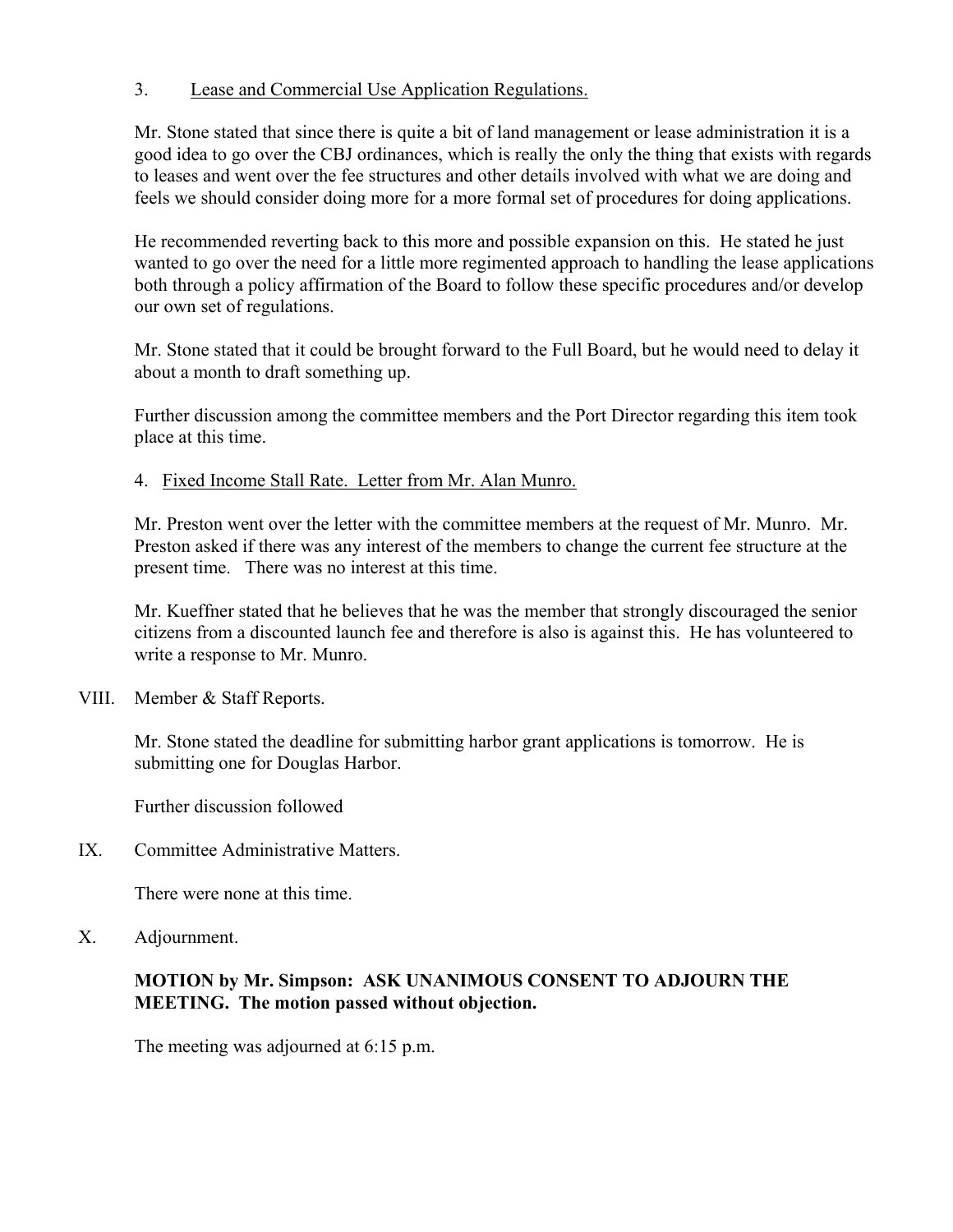3. Lease and Commercial Use Application Regulations.

Mr. Stone stated that since there is quite a bit of land management or lease administration it is a good idea to go over the CBJ ordinances, which is really the only the thing that exists with regards to leases and went over the fee structures and other details involved with what we are doing and feels we should consider doing more for a more formal set of procedures for doing applications.

He recommended reverting back to this more and possible expansion on this. He stated he just wanted to go over the need for a little more regimented approach to handling the lease applications both through a policy affirmation of the Board to follow these specific procedures and/or develop our own set of regulations.

Mr. Stone stated that it could be brought forward to the Full Board, but he would need to delay it about a month to draft something up.

Further discussion among the committee members and the Port Director regarding this item took place at this time.

4. Fixed Income Stall Rate. Letter from Mr. Alan Munro.

Mr. Preston went over the letter with the committee members at the request of Mr. Munro. Mr. Preston asked if there was any interest of the members to change the current fee structure at the present time. There was no interest at this time.

Mr. Kueffner stated that he believes that he was the member that strongly discouraged the senior citizens from a discounted launch fee and therefore is also is against this. He has volunteered to write a response to Mr. Munro.

VIII. Member & Staff Reports.

Mr. Stone stated the deadline for submitting harbor grant applications is tomorrow. He is submitting one for Douglas Harbor.

Further discussion followed

IX. Committee Administrative Matters.

There were none at this time.

X. Adjournment.

**MOTION by Mr. Simpson: ASK UNANIMOUS CONSENT TO ADJOURN THE MEETING. The motion passed without objection.**

The meeting was adjourned at 6:15 p.m.